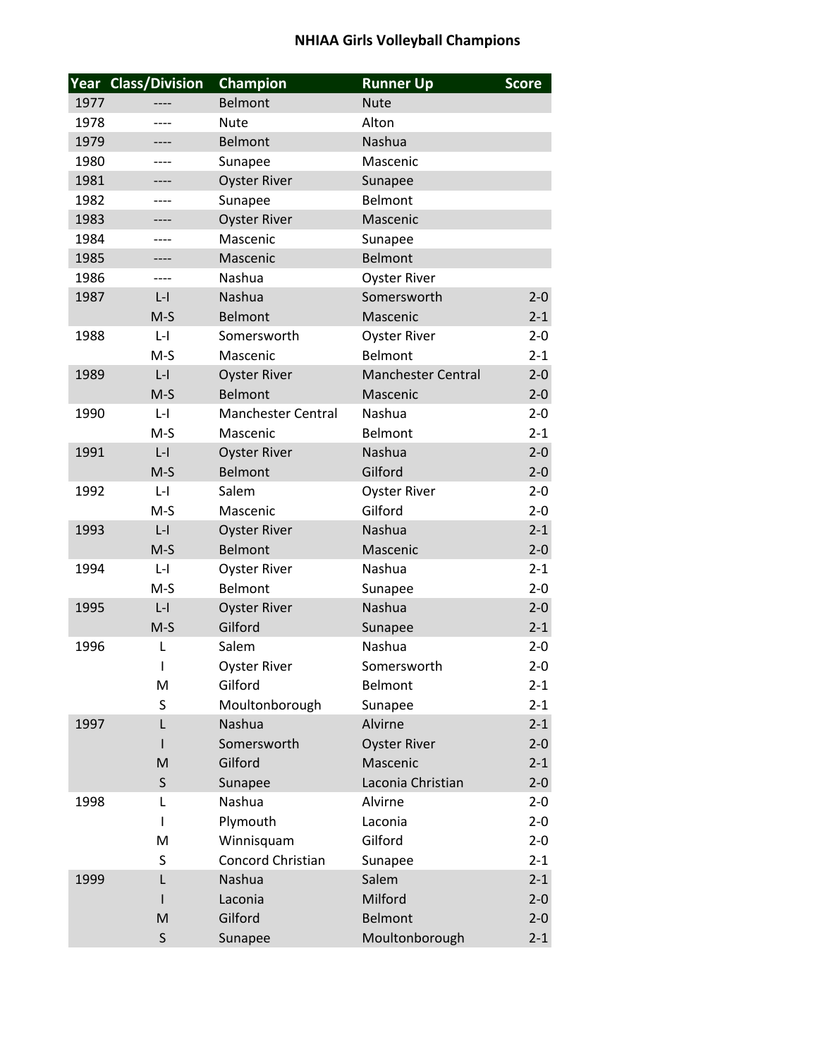# NHIAA Girls Volleyball Champions

| Year | Class/Division | Champion | Runner Up | Score |
|---|---|---|---|---|
| 1977 | ---- | Belmont | Nute | |
| 1978 | ---- | Nute | Alton | |
| 1979 | ---- | Belmont | Nashua | |
| 1980 | ---- | Sunapee | Mascenic | |
| 1981 | ---- | Oyster River | Sunapee | |
| 1982 | ---- | Sunapee | Belmont | |
| 1983 | ---- | Oyster River | Mascenic | |
| 1984 | ---- | Mascenic | Sunapee | |
| 1985 | ---- | Mascenic | Belmont | |
| 1986 | ---- | Nashua | Oyster River | |
| 1987 | L-I | Nashua | Somersworth | 2-0 |
| | M-S | Belmont | Mascenic | 2-1 |
| 1988 | L-I | Somersworth | Oyster River | 2-0 |
| | M-S | Mascenic | Belmont | 2-1 |
| 1989 | L-I | Oyster River | Manchester Central | 2-0 |
| | M-S | Belmont | Mascenic | 2-0 |
| 1990 | L-I | Manchester Central | Nashua | 2-0 |
| | M-S | Mascenic | Belmont | 2-1 |
| 1991 | L-I | Oyster River | Nashua | 2-0 |
| | M-S | Belmont | Gilford | 2-0 |
| 1992 | L-I | Salem | Oyster River | 2-0 |
| | M-S | Mascenic | Gilford | 2-0 |
| 1993 | L-I | Oyster River | Nashua | 2-1 |
| | M-S | Belmont | Mascenic | 2-0 |
| 1994 | L-I | Oyster River | Nashua | 2-1 |
| | M-S | Belmont | Sunapee | 2-0 |
| 1995 | L-I | Oyster River | Nashua | 2-0 |
| | M-S | Gilford | Sunapee | 2-1 |
| 1996 | L | Salem | Nashua | 2-0 |
| | I | Oyster River | Somersworth | 2-0 |
| | M | Gilford | Belmont | 2-1 |
| | S | Moultonborough | Sunapee | 2-1 |
| 1997 | L | Nashua | Alvirne | 2-1 |
| | I | Somersworth | Oyster River | 2-0 |
| | M | Gilford | Mascenic | 2-1 |
| | S | Sunapee | Laconia Christian | 2-0 |
| 1998 | L | Nashua | Alvirne | 2-0 |
| | I | Plymouth | Laconia | 2-0 |
| | M | Winnisquam | Gilford | 2-0 |
| | S | Concord Christian | Sunapee | 2-1 |
| 1999 | L | Nashua | Salem | 2-1 |
| | I | Laconia | Milford | 2-0 |
| | M | Gilford | Belmont | 2-0 |
| | S | Sunapee | Moultonborough | 2-1 |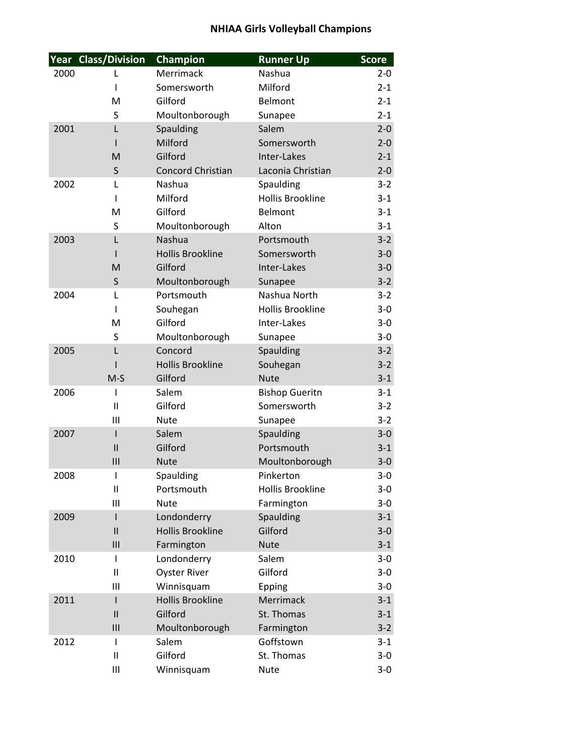# NHIAA Girls Volleyball Champions

| Year | Class/Division | Champion | Runner Up | Score |
|---|---|---|---|---|
| 2000 | L | Merrimack | Nashua | 2-0 |
| | I | Somersworth | Milford | 2-1 |
| | M | Gilford | Belmont | 2-1 |
| | S | Moultonborough | Sunapee | 2-1 |
| 2001 | L | Spaulding | Salem | 2-0 |
| | I | Milford | Somersworth | 2-0 |
| | M | Gilford | Inter-Lakes | 2-1 |
| | S | Concord Christian | Laconia Christian | 2-0 |
| 2002 | L | Nashua | Spaulding | 3-2 |
| | I | Milford | Hollis Brookline | 3-1 |
| | M | Gilford | Belmont | 3-1 |
| | S | Moultonborough | Alton | 3-1 |
| 2003 | L | Nashua | Portsmouth | 3-2 |
| | I | Hollis Brookline | Somersworth | 3-0 |
| | M | Gilford | Inter-Lakes | 3-0 |
| | S | Moultonborough | Sunapee | 3-2 |
| 2004 | L | Portsmouth | Nashua North | 3-2 |
| | I | Souhegan | Hollis Brookline | 3-0 |
| | M | Gilford | Inter-Lakes | 3-0 |
| | S | Moultonborough | Sunapee | 3-0 |
| 2005 | L | Concord | Spaulding | 3-2 |
| | I | Hollis Brookline | Souhegan | 3-2 |
| | M-S | Gilford | Nute | 3-1 |
| 2006 | I | Salem | Bishop Gueritn | 3-1 |
| | II | Gilford | Somersworth | 3-2 |
| | III | Nute | Sunapee | 3-2 |
| 2007 | I | Salem | Spaulding | 3-0 |
| | II | Gilford | Portsmouth | 3-1 |
| | III | Nute | Moultonborough | 3-0 |
| 2008 | I | Spaulding | Pinkerton | 3-0 |
| | II | Portsmouth | Hollis Brookline | 3-0 |
| | III | Nute | Farmington | 3-0 |
| 2009 | I | Londonderry | Spaulding | 3-1 |
| | II | Hollis Brookline | Gilford | 3-0 |
| | III | Farmington | Nute | 3-1 |
| 2010 | I | Londonderry | Salem | 3-0 |
| | II | Oyster River | Gilford | 3-0 |
| | III | Winnisquam | Epping | 3-0 |
| 2011 | I | Hollis Brookline | Merrimack | 3-1 |
| | II | Gilford | St. Thomas | 3-1 |
| | III | Moultonborough | Farmington | 3-2 |
| 2012 | I | Salem | Goffstown | 3-1 |
| | II | Gilford | St. Thomas | 3-0 |
| | III | Winnisquam | Nute | 3-0 |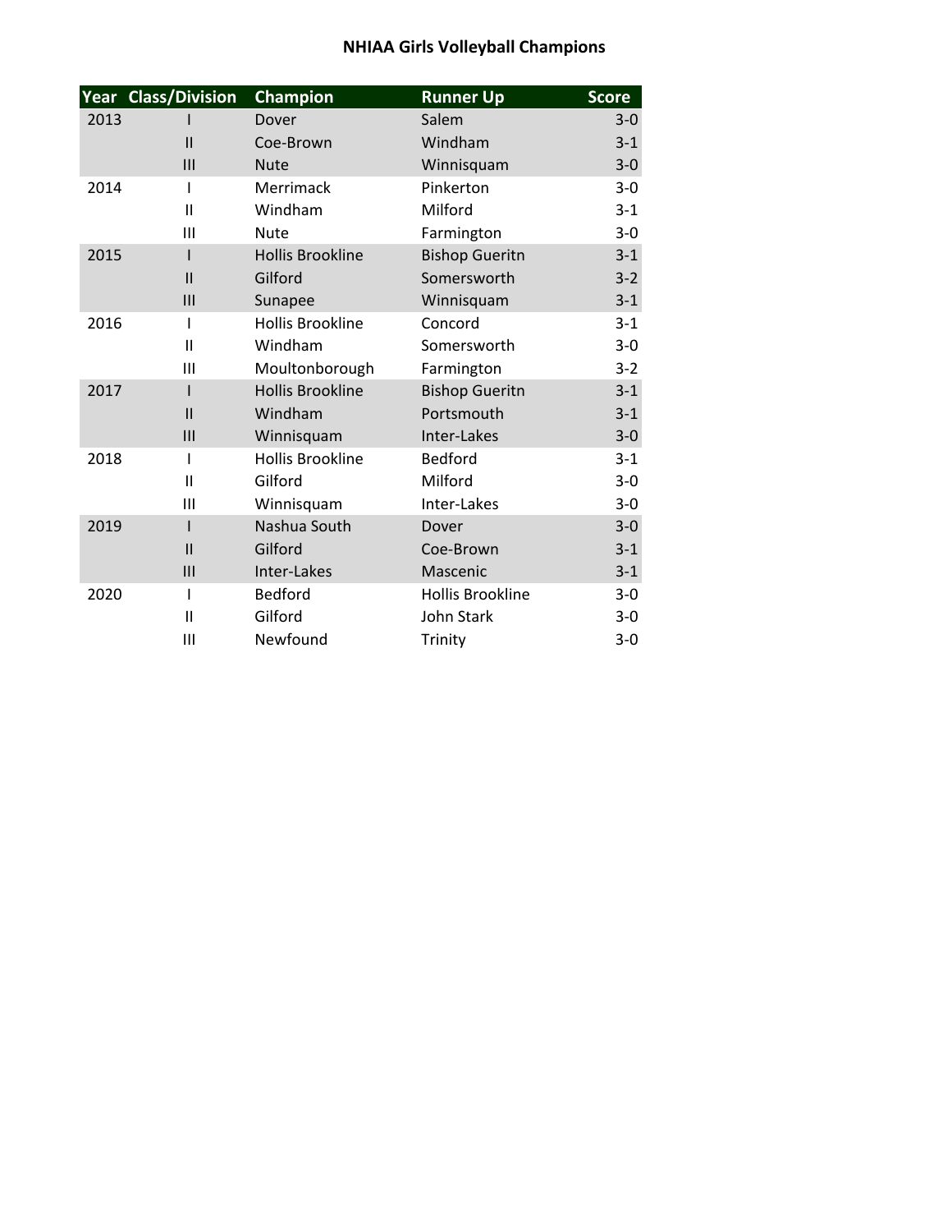**NHIAA Girls Volleyball Champions**

| Year | Class/Division | Champion | Runner Up | Score |
|---|---|---|---|---|
| 2013 | I | Dover | Salem | 3-0 |
| | II | Coe-Brown | Windham | 3-1 |
| | III | Nute | Winnisquam | 3-0 |
| 2014 | I | Merrimack | Pinkerton | 3-0 |
| | II | Windham | Milford | 3-1 |
| | III | Nute | Farmington | 3-0 |
| 2015 | I | Hollis Brookline | Bishop Gueritn | 3-1 |
| | II | Gilford | Somersworth | 3-2 |
| | III | Sunapee | Winnisquam | 3-1 |
| 2016 | I | Hollis Brookline | Concord | 3-1 |
| | II | Windham | Somersworth | 3-0 |
| | III | Moultonborough | Farmington | 3-2 |
| 2017 | I | Hollis Brookline | Bishop Gueritn | 3-1 |
| | II | Windham | Portsmouth | 3-1 |
| | III | Winnisquam | Inter-Lakes | 3-0 |
| 2018 | I | Hollis Brookline | Bedford | 3-1 |
| | II | Gilford | Milford | 3-0 |
| | III | Winnisquam | Inter-Lakes | 3-0 |
| 2019 | I | Nashua South | Dover | 3-0 |
| | II | Gilford | Coe-Brown | 3-1 |
| | III | Inter-Lakes | Mascenic | 3-1 |
| 2020 | I | Bedford | Hollis Brookline | 3-0 |
| | II | Gilford | John Stark | 3-0 |
| | III | Newfound | Trinity | 3-0 |